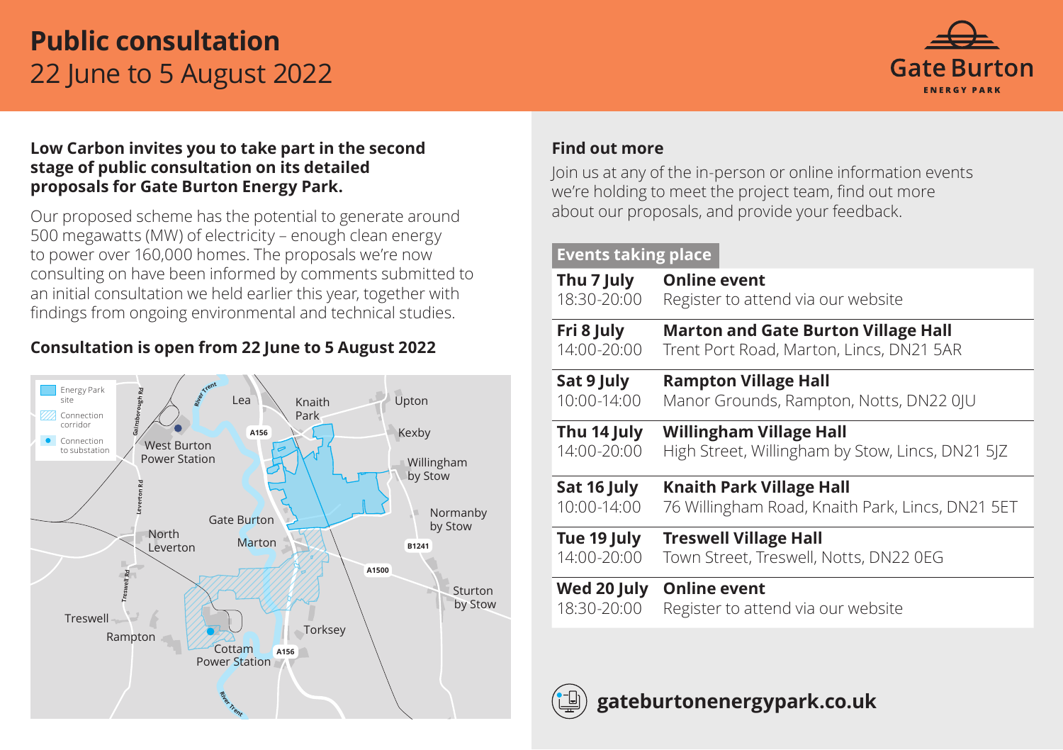# Public consultation
22 June to 5 August 2022

Gate Burton
ENERGY PARK

**Low Carbon invites you to take part in the second stage of public consultation on its detailed proposals for Gate Burton Energy Park.**

Our proposed scheme has the potential to generate around 500 megawatts (MW) of electricity – enough clean energy to power over 160,000 homes. The proposals we're now consulting on have been informed by comments submitted to an initial consultation we held earlier this year, together with findings from ongoing environmental and technical studies.

**Consultation is open from 22 June to 5 August 2022**

## Find out more

Join us at any of the in-person or online information events we're holding to meet the project team, find out more about our proposals, and provide your feedback.

**Events taking place**

| Date / Time | Event |
|---|---|
| **Thu 7 July** 18:30-20:00 | **Online event** Register to attend via our website |
| **Fri 8 July** 14:00-20:00 | **Marton and Gate Burton Village Hall** Trent Port Road, Marton, Lincs, DN21 5AR |
| **Sat 9 July** 10:00-14:00 | **Rampton Village Hall** Manor Grounds, Rampton, Notts, DN22 0JU |
| **Thu 14 July** 14:00-20:00 | **Willingham Village Hall** High Street, Willingham by Stow, Lincs, DN21 5JZ |
| **Sat 16 July** 10:00-14:00 | **Knaith Park Village Hall** 76 Willingham Road, Knaith Park, Lincs, DN21 5ET |
| **Tue 19 July** 14:00-20:00 | **Treswell Village Hall** Town Street, Treswell, Notts, DN22 0EG |
| **Wed 20 July** 18:30-20:00 | **Online event** Register to attend via our website |

**gateburtonenergypark.co.uk**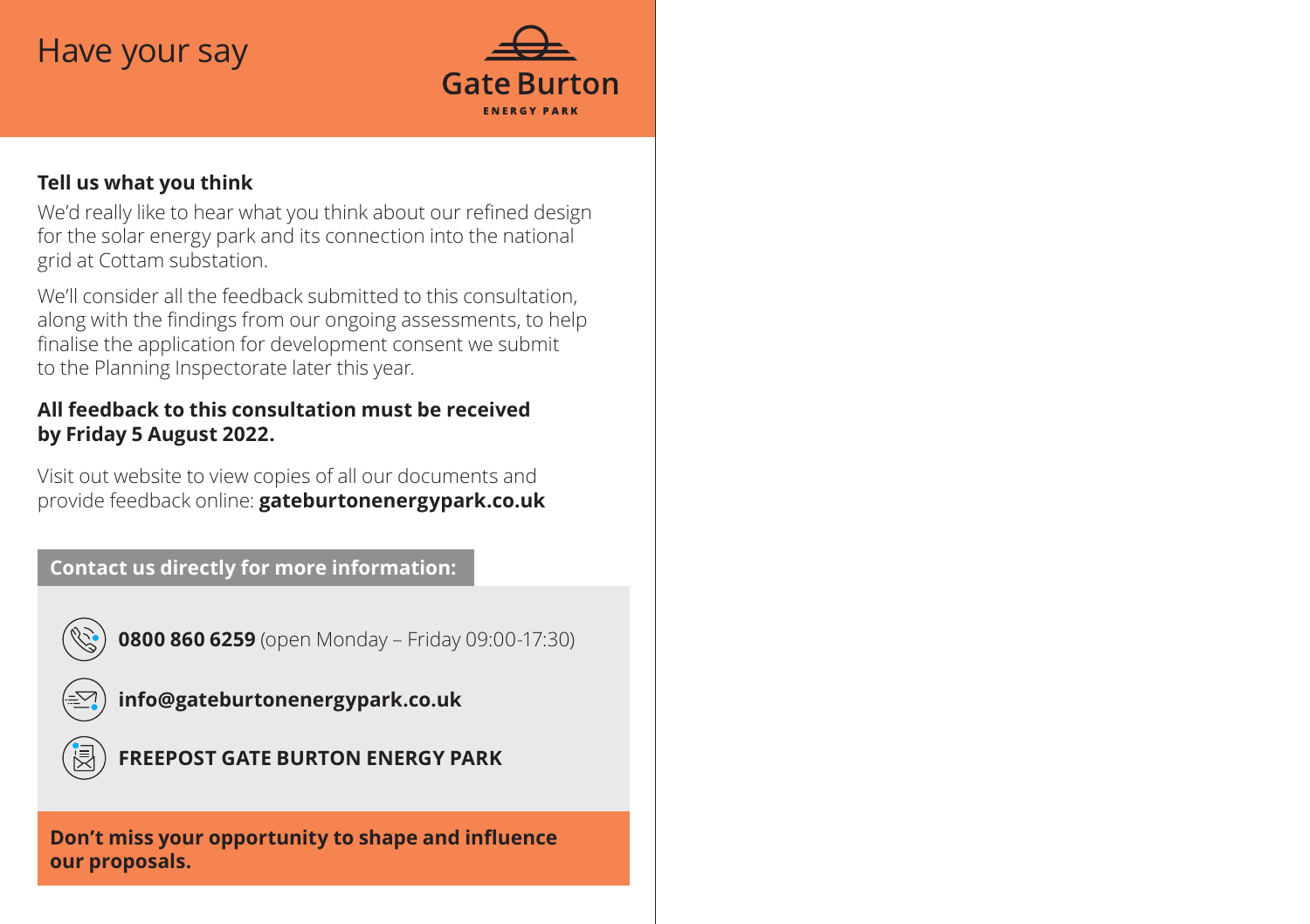# Have your say

Gate Burton
ENERGY PARK

**Tell us what you think**

We'd really like to hear what you think about our refined design for the solar energy park and its connection into the national grid at Cottam substation.

We'll consider all the feedback submitted to this consultation, along with the findings from our ongoing assessments, to help finalise the application for development consent we submit to the Planning Inspectorate later this year.

**All feedback to this consultation must be received by Friday 5 August 2022.**

Visit out website to view copies of all our documents and provide feedback online: **gateburtonenergypark.co.uk**

**Contact us directly for more information:**

**0800 860 6259** (open Monday – Friday 09:00-17:30)

**info@gateburtonenergypark.co.uk**

**FREEPOST GATE BURTON ENERGY PARK**

**Don't miss your opportunity to shape and influence our proposals.**